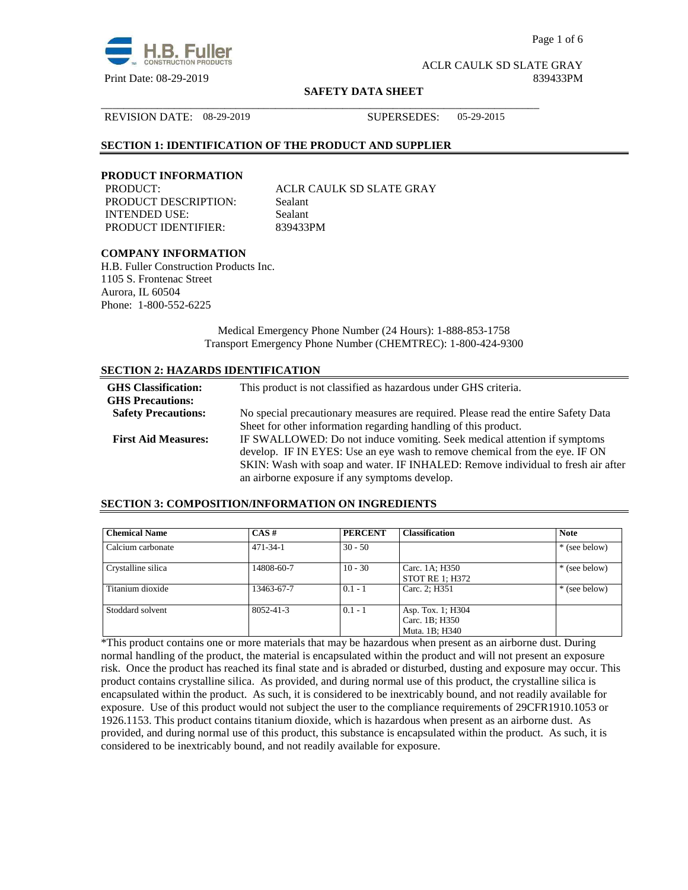ACLR CAULK SD SLATE GRAY
Print Date: 08-29-2019 839433PM

**SAFETY DATA SHEET**

REVISION DATE: 08-29-2019 SUPERSEDES: 05-29-2015

## SECTION 1: IDENTIFICATION OF THE PRODUCT AND SUPPLIER

### PRODUCT INFORMATION

| | |
|---|---|
| PRODUCT: | ACLR CAULK SD SLATE GRAY |
| PRODUCT DESCRIPTION: | Sealant |
| INTENDED USE: | Sealant |
| PRODUCT IDENTIFIER: | 839433PM |

### COMPANY INFORMATION

H.B. Fuller Construction Products Inc.
1105 S. Frontenac Street
Aurora, IL 60504
Phone: 1-800-552-6225

Medical Emergency Phone Number (24 Hours): 1-888-853-1758
Transport Emergency Phone Number (CHEMTREC): 1-800-424-9300

## SECTION 2: HAZARDS IDENTIFICATION

| | |
|---|---|
| **GHS Classification:** | This product is not classified as hazardous under GHS criteria. |
| **GHS Precautions:** | |
| **Safety Precautions:** | No special precautionary measures are required. Please read the entire Safety Data Sheet for other information regarding handling of this product. |
| **First Aid Measures:** | IF SWALLOWED: Do not induce vomiting. Seek medical attention if symptoms develop. IF IN EYES: Use an eye wash to remove chemical from the eye. IF ON SKIN: Wash with soap and water. IF INHALED: Remove individual to fresh air after an airborne exposure if any symptoms develop. |

## SECTION 3: COMPOSITION/INFORMATION ON INGREDIENTS

| Chemical Name | CAS # | PERCENT | Classification | Note |
|---|---|---|---|---|
| Calcium carbonate | 471-34-1 | 30 - 50 | | * (see below) |
| Crystalline silica | 14808-60-7 | 10 - 30 | Carc. 1A; H350<br>STOT RE 1; H372 | * (see below) |
| Titanium dioxide | 13463-67-7 | 0.1 - 1 | Carc. 2; H351 | * (see below) |
| Stoddard solvent | 8052-41-3 | 0.1 - 1 | Asp. Tox. 1; H304<br>Carc. 1B; H350<br>Muta. 1B; H340 | |

*This product contains one or more materials that may be hazardous when present as an airborne dust. During normal handling of the product, the material is encapsulated within the product and will not present an exposure risk. Once the product has reached its final state and is abraded or disturbed, dusting and exposure may occur. This product contains crystalline silica. As provided, and during normal use of this product, the crystalline silica is encapsulated within the product. As such, it is considered to be inextricably bound, and not readily available for exposure. Use of this product would not subject the user to the compliance requirements of 29CFR1910.1053 or 1926.1153. This product contains titanium dioxide, which is hazardous when present as an airborne dust. As provided, and during normal use of this product, this substance is encapsulated within the product. As such, it is considered to be inextricably bound, and not readily available for exposure.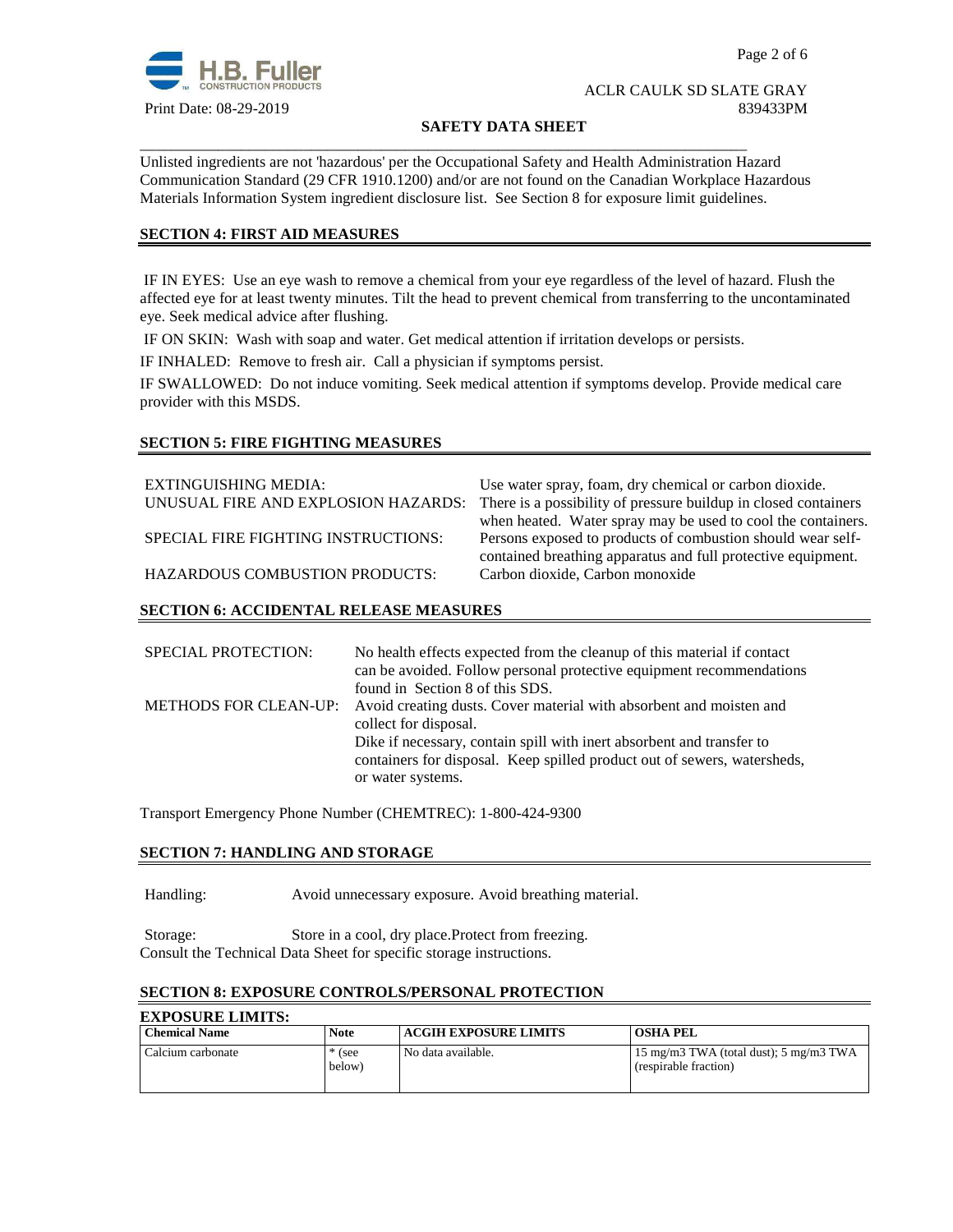Unlisted ingredients are not 'hazardous' per the Occupational Safety and Health Administration Hazard Communication Standard (29 CFR 1910.1200) and/or are not found on the Canadian Workplace Hazardous Materials Information System ingredient disclosure list. See Section 8 for exposure limit guidelines.

## SECTION 4: FIRST AID MEASURES

IF IN EYES: Use an eye wash to remove a chemical from your eye regardless of the level of hazard. Flush the affected eye for at least twenty minutes. Tilt the head to prevent chemical from transferring to the uncontaminated eye. Seek medical advice after flushing.

IF ON SKIN: Wash with soap and water. Get medical attention if irritation develops or persists.

IF INHALED: Remove to fresh air. Call a physician if symptoms persist.

IF SWALLOWED: Do not induce vomiting. Seek medical attention if symptoms develop. Provide medical care provider with this MSDS.

## SECTION 5: FIRE FIGHTING MEASURES

EXTINGUISHING MEDIA: Use water spray, foam, dry chemical or carbon dioxide.

UNUSUAL FIRE AND EXPLOSION HAZARDS: There is a possibility of pressure buildup in closed containers when heated. Water spray may be used to cool the containers.

SPECIAL FIRE FIGHTING INSTRUCTIONS: Persons exposed to products of combustion should wear self-contained breathing apparatus and full protective equipment.

HAZARDOUS COMBUSTION PRODUCTS: Carbon dioxide, Carbon monoxide

## SECTION 6: ACCIDENTAL RELEASE MEASURES

SPECIAL PROTECTION: No health effects expected from the cleanup of this material if contact can be avoided. Follow personal protective equipment recommendations found in Section 8 of this SDS.

METHODS FOR CLEAN-UP: Avoid creating dusts. Cover material with absorbent and moisten and collect for disposal.
Dike if necessary, contain spill with inert absorbent and transfer to containers for disposal. Keep spilled product out of sewers, watersheds, or water systems.

Transport Emergency Phone Number (CHEMTREC): 1-800-424-9300

## SECTION 7: HANDLING AND STORAGE

Handling: Avoid unnecessary exposure. Avoid breathing material.

Storage: Store in a cool, dry place.Protect from freezing.
Consult the Technical Data Sheet for specific storage instructions.

## SECTION 8: EXPOSURE CONTROLS/PERSONAL PROTECTION

**EXPOSURE LIMITS:**

| Chemical Name | Note | ACGIH EXPOSURE LIMITS | OSHA PEL |
|---|---|---|---|
| Calcium carbonate | * (see below) | No data available. | 15 mg/m3 TWA (total dust); 5 mg/m3 TWA (respirable fraction) |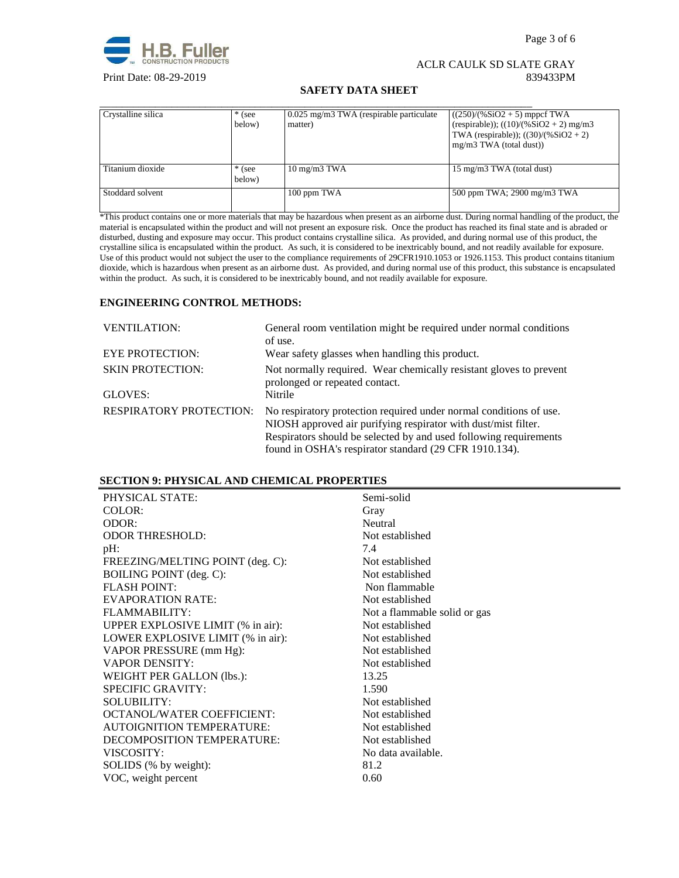| Crystalline silica | * (see below) | 0.025 mg/m3 TWA (respirable particulate matter) | ((250)/(%SiO2 + 5) mppcf TWA (respirable)); ((10)/(%SiO2 + 2) mg/m3 TWA (respirable)); ((30)/(%SiO2 + 2) mg/m3 TWA (total dust)) |
|---|---|---|---|
| Titanium dioxide | * (see below) | 10 mg/m3 TWA | 15 mg/m3 TWA (total dust) |
| Stoddard solvent | | 100 ppm TWA | 500 ppm TWA; 2900 mg/m3 TWA |

*This product contains one or more materials that may be hazardous when present as an airborne dust. During normal handling of the product, the material is encapsulated within the product and will not present an exposure risk. Once the product has reached its final state and is abraded or disturbed, dusting and exposure may occur. This product contains crystalline silica. As provided, and during normal use of this product, the crystalline silica is encapsulated within the product. As such, it is considered to be inextricably bound, and not readily available for exposure. Use of this product would not subject the user to the compliance requirements of 29CFR1910.1053 or 1926.1153. This product contains titanium dioxide, which is hazardous when present as an airborne dust. As provided, and during normal use of this product, this substance is encapsulated within the product. As such, it is considered to be inextricably bound, and not readily available for exposure.

## ENGINEERING CONTROL METHODS:

| | |
|---|---|
| VENTILATION: | General room ventilation might be required under normal conditions of use. |
| EYE PROTECTION: | Wear safety glasses when handling this product. |
| SKIN PROTECTION: | Not normally required. Wear chemically resistant gloves to prevent prolonged or repeated contact. |
| GLOVES: | Nitrile |
| RESPIRATORY PROTECTION: | No respiratory protection required under normal conditions of use. NIOSH approved air purifying respirator with dust/mist filter. Respirators should be selected by and used following requirements found in OSHA's respirator standard (29 CFR 1910.134). |

## SECTION 9: PHYSICAL AND CHEMICAL PROPERTIES

| | |
|---|---|
| PHYSICAL STATE: | Semi-solid |
| COLOR: | Gray |
| ODOR: | Neutral |
| ODOR THRESHOLD: | Not established |
| pH: | 7.4 |
| FREEZING/MELTING POINT (deg. C): | Not established |
| BOILING POINT (deg. C): | Not established |
| FLASH POINT: | Non flammable |
| EVAPORATION RATE: | Not established |
| FLAMMABILITY: | Not a flammable solid or gas |
| UPPER EXPLOSIVE LIMIT (% in air): | Not established |
| LOWER EXPLOSIVE LIMIT (% in air): | Not established |
| VAPOR PRESSURE (mm Hg): | Not established |
| VAPOR DENSITY: | Not established |
| WEIGHT PER GALLON (lbs.): | 13.25 |
| SPECIFIC GRAVITY: | 1.590 |
| SOLUBILITY: | Not established |
| OCTANOL/WATER COEFFICIENT: | Not established |
| AUTOIGNITION TEMPERATURE: | Not established |
| DECOMPOSITION TEMPERATURE: | Not established |
| VISCOSITY: | No data available. |
| SOLIDS (% by weight): | 81.2 |
| VOC, weight percent | 0.60 |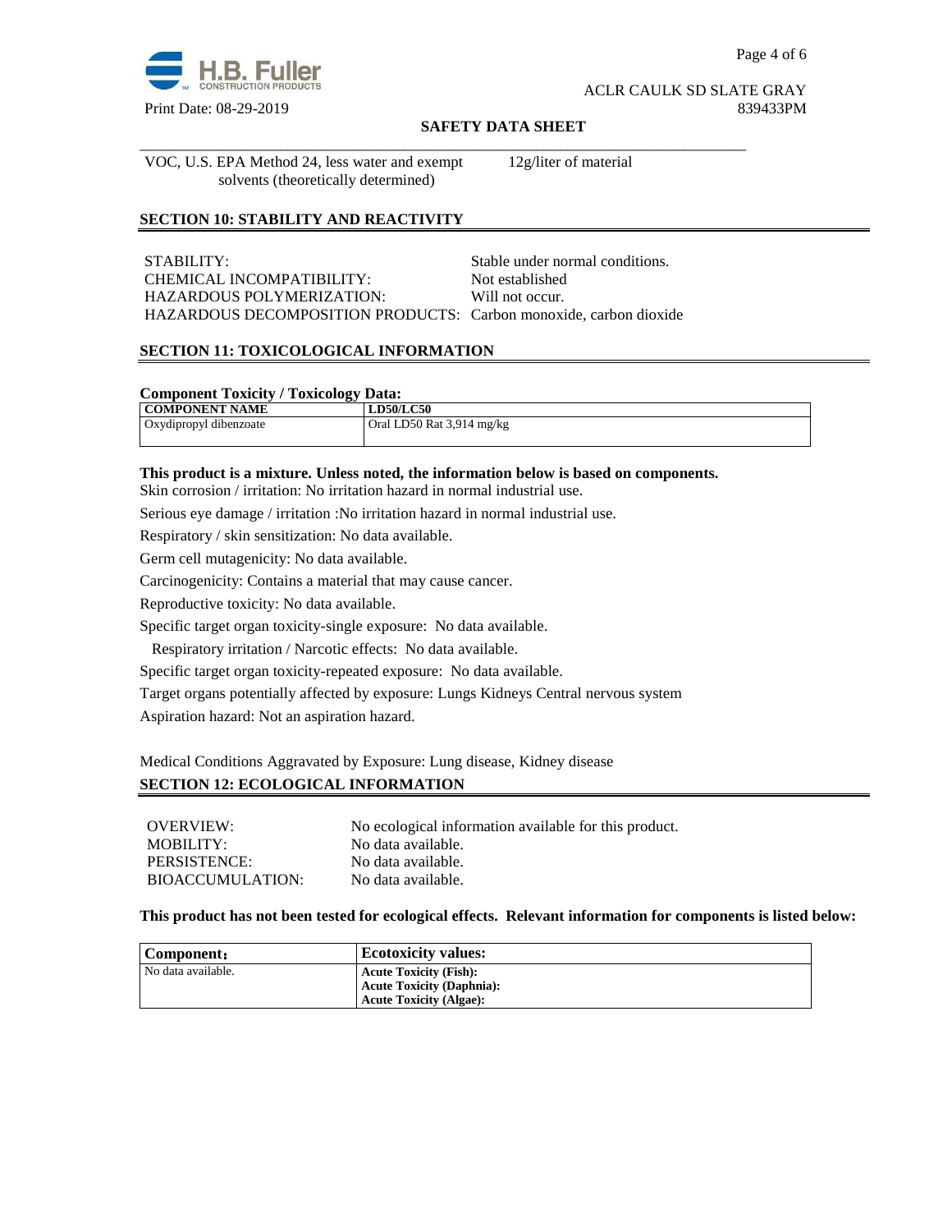VOC, U.S. EPA Method 24, less water and exempt solvents (theoretically determined) 12g/liter of material

## SECTION 10: STABILITY AND REACTIVITY

STABILITY: Stable under normal conditions.
CHEMICAL INCOMPATIBILITY: Not established
HAZARDOUS POLYMERIZATION: Will not occur.
HAZARDOUS DECOMPOSITION PRODUCTS: Carbon monoxide, carbon dioxide

## SECTION 11: TOXICOLOGICAL INFORMATION

**Component Toxicity / Toxicology Data:**

| COMPONENT NAME | LD50/LC50 |
|---|---|
| Oxydipropyl dibenzoate | Oral LD50 Rat 3,914 mg/kg |

**This product is a mixture. Unless noted, the information below is based on components.**

Skin corrosion / irritation: No irritation hazard in normal industrial use.

Serious eye damage / irritation :No irritation hazard in normal industrial use.

Respiratory / skin sensitization: No data available.

Germ cell mutagenicity: No data available.

Carcinogenicity: Contains a material that may cause cancer.

Reproductive toxicity: No data available.

Specific target organ toxicity-single exposure: No data available.

Respiratory irritation / Narcotic effects: No data available.

Specific target organ toxicity-repeated exposure: No data available.

Target organs potentially affected by exposure: Lungs Kidneys Central nervous system

Aspiration hazard: Not an aspiration hazard.

Medical Conditions Aggravated by Exposure: Lung disease, Kidney disease

## SECTION 12: ECOLOGICAL INFORMATION

OVERVIEW: No ecological information available for this product.
MOBILITY: No data available.
PERSISTENCE: No data available.
BIOACCUMULATION: No data available.

**This product has not been tested for ecological effects. Relevant information for components is listed below:**

| Component: | Ecotoxicity values: |
|---|---|
| No data available. | **Acute Toxicity (Fish):**<br>**Acute Toxicity (Daphnia):**<br>**Acute Toxicity (Algae):** |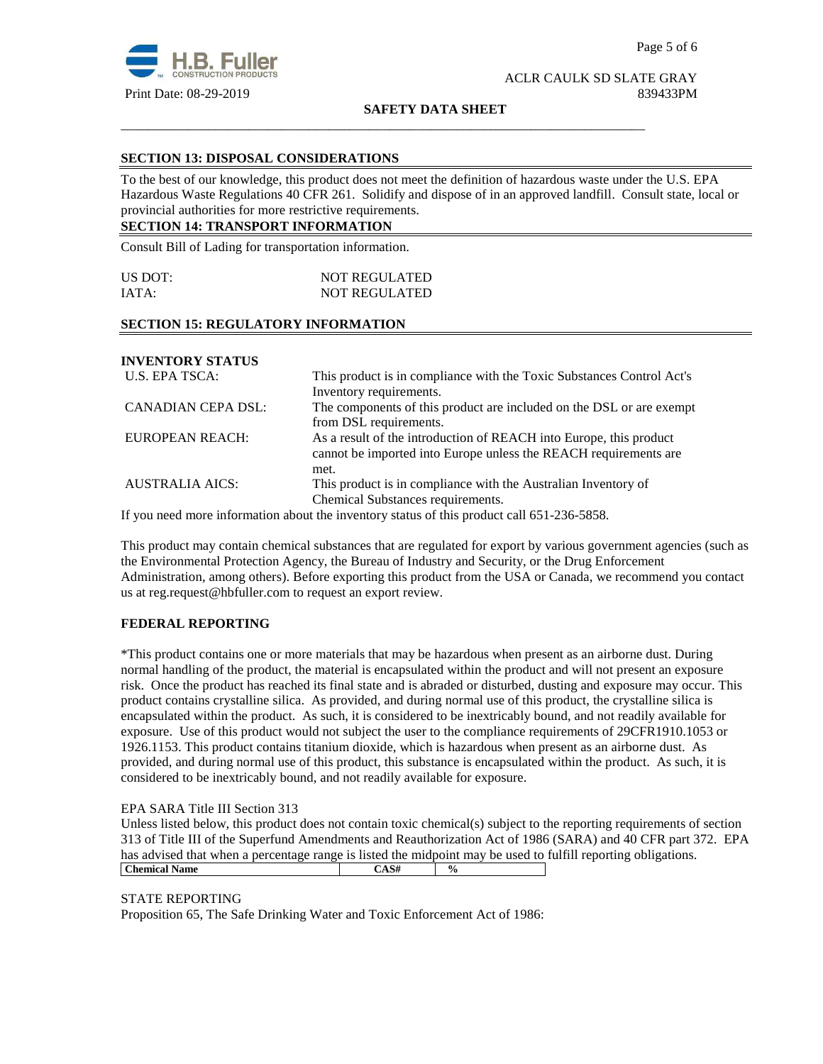## SECTION 13: DISPOSAL CONSIDERATIONS

To the best of our knowledge, this product does not meet the definition of hazardous waste under the U.S. EPA Hazardous Waste Regulations 40 CFR 261. Solidify and dispose of in an approved landfill. Consult state, local or provincial authorities for more restrictive requirements.

## SECTION 14: TRANSPORT INFORMATION

Consult Bill of Lading for transportation information.

| | |
|---|---|
| US DOT: | NOT REGULATED |
| IATA: | NOT REGULATED |

## SECTION 15: REGULATORY INFORMATION

### INVENTORY STATUS

| | |
|---|---|
| U.S. EPA TSCA: | This product is in compliance with the Toxic Substances Control Act's Inventory requirements. |
| CANADIAN CEPA DSL: | The components of this product are included on the DSL or are exempt from DSL requirements. |
| EUROPEAN REACH: | As a result of the introduction of REACH into Europe, this product cannot be imported into Europe unless the REACH requirements are met. |
| AUSTRALIA AICS: | This product is in compliance with the Australian Inventory of Chemical Substances requirements. |

If you need more information about the inventory status of this product call 651-236-5858.

This product may contain chemical substances that are regulated for export by various government agencies (such as the Environmental Protection Agency, the Bureau of Industry and Security, or the Drug Enforcement Administration, among others). Before exporting this product from the USA or Canada, we recommend you contact us at reg.request@hbfuller.com to request an export review.

### FEDERAL REPORTING

*This product contains one or more materials that may be hazardous when present as an airborne dust. During normal handling of the product, the material is encapsulated within the product and will not present an exposure risk. Once the product has reached its final state and is abraded or disturbed, dusting and exposure may occur. This product contains crystalline silica. As provided, and during normal use of this product, the crystalline silica is encapsulated within the product. As such, it is considered to be inextricably bound, and not readily available for exposure. Use of this product would not subject the user to the compliance requirements of 29CFR1910.1053 or 1926.1153. This product contains titanium dioxide, which is hazardous when present as an airborne dust. As provided, and during normal use of this product, this substance is encapsulated within the product. As such, it is considered to be inextricably bound, and not readily available for exposure.

EPA SARA Title III Section 313

Unless listed below, this product does not contain toxic chemical(s) subject to the reporting requirements of section 313 of Title III of the Superfund Amendments and Reauthorization Act of 1986 (SARA) and 40 CFR part 372. EPA has advised that when a percentage range is listed the midpoint may be used to fulfill reporting obligations.

| Chemical Name | CAS# | % |
|---|---|---|

STATE REPORTING

Proposition 65, The Safe Drinking Water and Toxic Enforcement Act of 1986: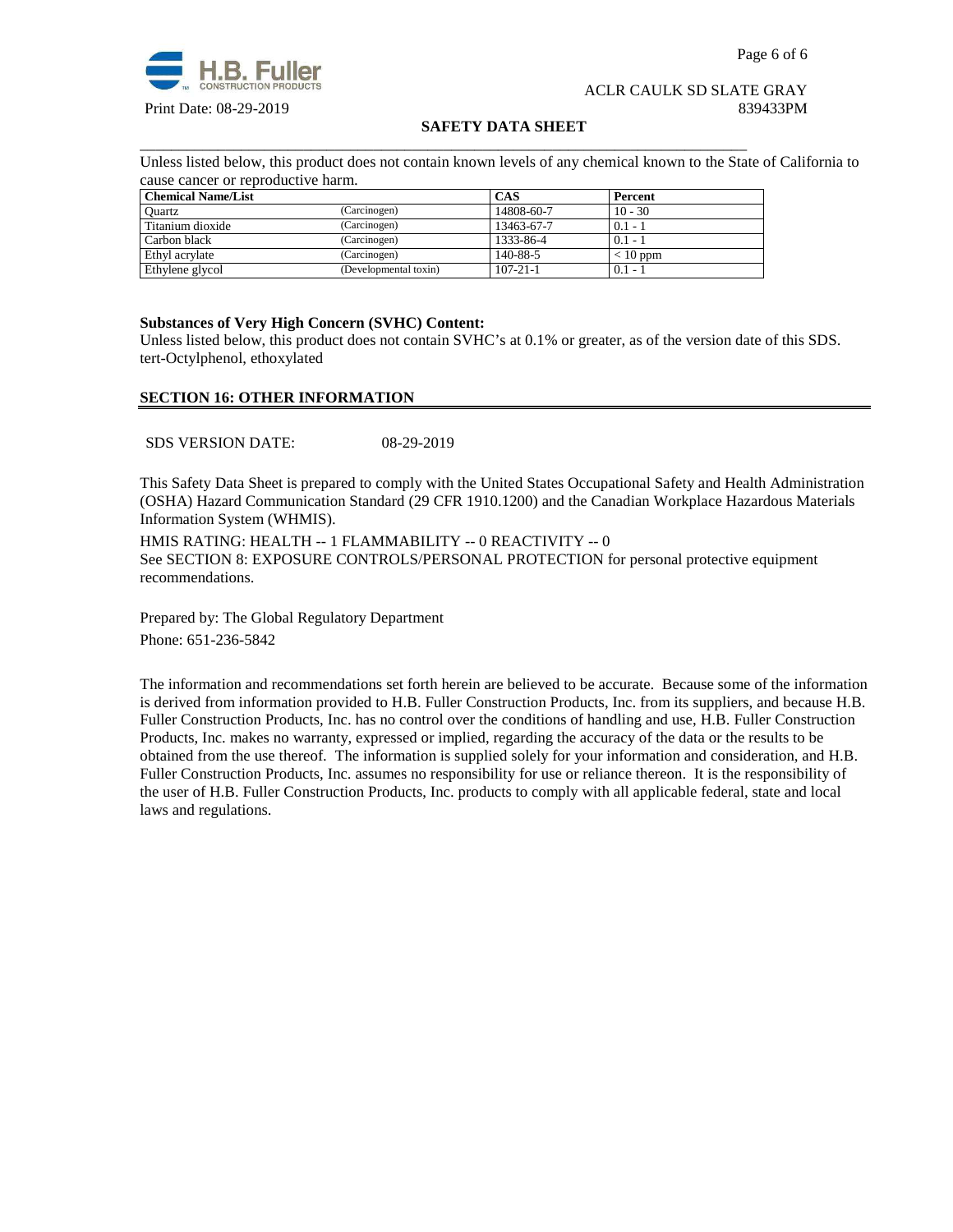Unless listed below, this product does not contain known levels of any chemical known to the State of California to cause cancer or reproductive harm.

| Chemical Name/List | | CAS | Percent |
|---|---|---|---|
| Quartz | (Carcinogen) | 14808-60-7 | 10 - 30 |
| Titanium dioxide | (Carcinogen) | 13463-67-7 | 0.1 - 1 |
| Carbon black | (Carcinogen) | 1333-86-4 | 0.1 - 1 |
| Ethyl acrylate | (Carcinogen) | 140-88-5 | < 10 ppm |
| Ethylene glycol | (Developmental toxin) | 107-21-1 | 0.1 - 1 |

**Substances of Very High Concern (SVHC) Content:**

Unless listed below, this product does not contain SVHC's at 0.1% or greater, as of the version date of this SDS.
tert-Octylphenol, ethoxylated

## SECTION 16: OTHER INFORMATION

SDS VERSION DATE: 08-29-2019

This Safety Data Sheet is prepared to comply with the United States Occupational Safety and Health Administration (OSHA) Hazard Communication Standard (29 CFR 1910.1200) and the Canadian Workplace Hazardous Materials Information System (WHMIS).

HMIS RATING: HEALTH -- 1 FLAMMABILITY -- 0 REACTIVITY -- 0
See SECTION 8: EXPOSURE CONTROLS/PERSONAL PROTECTION for personal protective equipment recommendations.

Prepared by: The Global Regulatory Department
Phone: 651-236-5842

The information and recommendations set forth herein are believed to be accurate. Because some of the information is derived from information provided to H.B. Fuller Construction Products, Inc. from its suppliers, and because H.B. Fuller Construction Products, Inc. has no control over the conditions of handling and use, H.B. Fuller Construction Products, Inc. makes no warranty, expressed or implied, regarding the accuracy of the data or the results to be obtained from the use thereof. The information is supplied solely for your information and consideration, and H.B. Fuller Construction Products, Inc. assumes no responsibility for use or reliance thereon. It is the responsibility of the user of H.B. Fuller Construction Products, Inc. products to comply with all applicable federal, state and local laws and regulations.